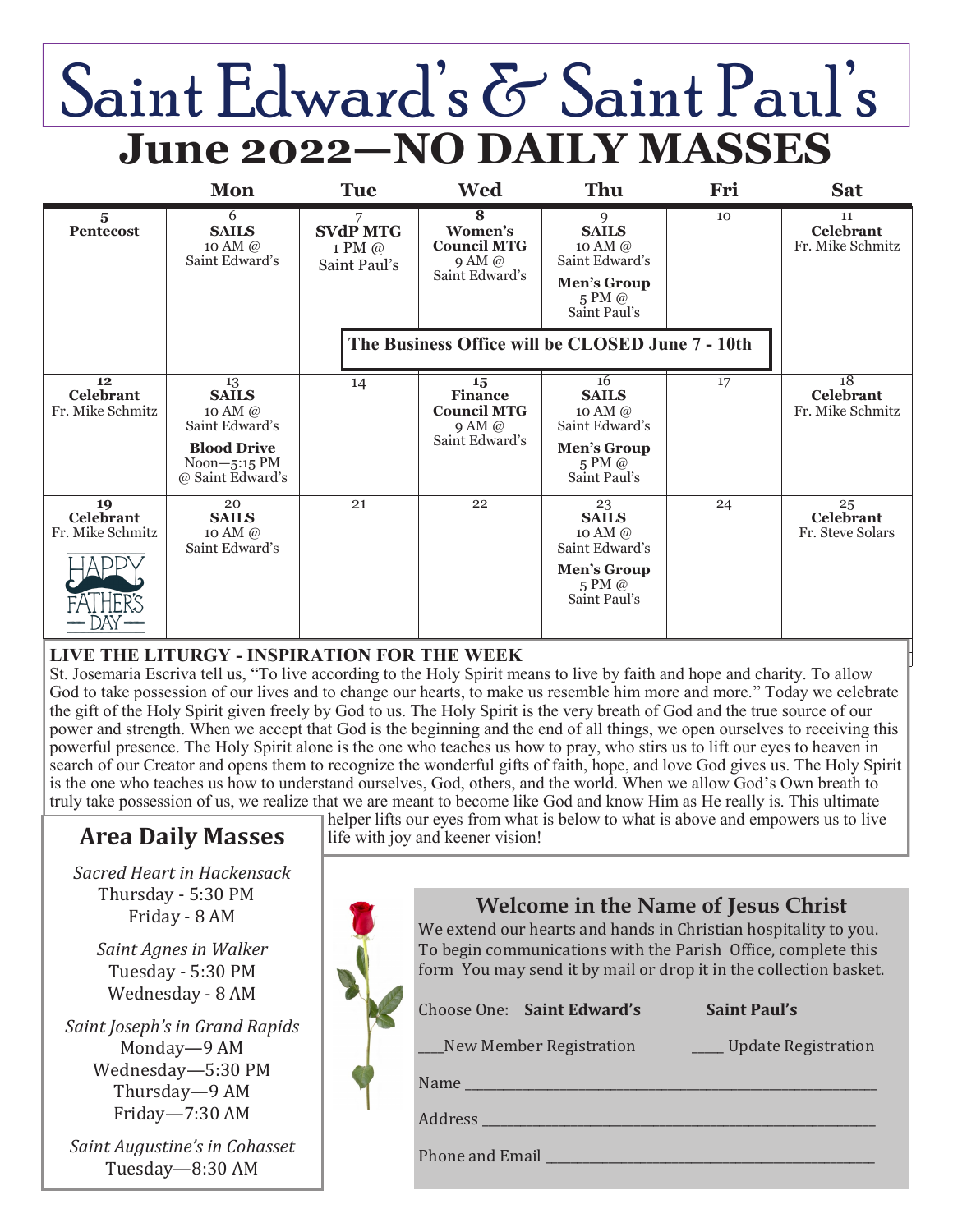# Saint Edward's & Saint Paul's

## June 2022—NO DAILY MASSES

| | Mon | Tue | Wed | Thu | Fri | Sat |
|---|---|---|---|---|---|---|
| 5 **Pentecost** | 6 **SAILS** 10 AM @ Saint Edward's | 7 **SVdP MTG** 1 PM @ Saint Paul's | 8 **Women's Council MTG** 9 AM @ Saint Edward's | 9 **SAILS** 10 AM @ Saint Edward's **Men's Group** 5 PM @ Saint Paul's | 10 | 11 **Celebrant** Fr. Mike Schmitz |
| | | **The Business Office will be CLOSED June 7 - 10th** | | | | |
| 12 **Celebrant** Fr. Mike Schmitz | 13 **SAILS** 10 AM @ Saint Edward's **Blood Drive** Noon—5:15 PM @ Saint Edward's | 14 | 15 **Finance Council MTG** 9 AM @ Saint Edward's | 16 **SAILS** 10 AM @ Saint Edward's **Men's Group** 5 PM @ Saint Paul's | 17 | 18 **Celebrant** Fr. Mike Schmitz |
| 19 **Celebrant** Fr. Mike Schmitz HAPPY FATHER'S DAY | 20 **SAILS** 10 AM @ Saint Edward's | 21 | 22 | 23 **SAILS** 10 AM @ Saint Edward's **Men's Group** 5 PM @ Saint Paul's | 24 | 25 **Celebrant** Fr. Steve Solars |

**LIVE THE LITURGY - INSPIRATION FOR THE WEEK**

St. Josemaria Escriva tell us, "To live according to the Holy Spirit means to live by faith and hope and charity. To allow God to take possession of our lives and to change our hearts, to make us resemble him more and more." Today we celebrate the gift of the Holy Spirit given freely by God to us. The Holy Spirit is the very breath of God and the true source of our power and strength. When we accept that God is the beginning and the end of all things, we open ourselves to receiving this powerful presence. The Holy Spirit alone is the one who teaches us how to pray, who stirs us to lift our eyes to heaven in search of our Creator and opens them to recognize the wonderful gifts of faith, hope, and love God gives us. The Holy Spirit is the one who teaches us how to understand ourselves, God, others, and the world. When we allow God's Own breath to truly take possession of us, we realize that we are meant to become like God and know Him as He really is. This ultimate helper lifts our eyes from what is below to what is above and empowers us to live life with joy and keener vision!

## Area Daily Masses

*Sacred Heart in Hackensack*
Thursday - 5:30 PM
Friday - 8 AM

*Saint Agnes in Walker*
Tuesday - 5:30 PM
Wednesday - 8 AM

*Saint Joseph's in Grand Rapids*
Monday—9 AM
Wednesday—5:30 PM
Thursday—9 AM
Friday—7:30 AM

*Saint Augustine's in Cohasset*
Tuesday—8:30 AM

## Welcome in the Name of Jesus Christ

We extend our hearts and hands in Christian hospitality to you. To begin communications with the Parish Office, complete this form You may send it by mail or drop it in the collection basket.

Choose One: **Saint Edward's** **Saint Paul's**

\_\_\_New Member Registration \_\_\_\_ Update Registration

Name \_\_\_\_\_\_\_\_\_\_\_\_\_\_\_\_\_\_\_\_\_\_\_\_\_\_\_\_\_\_\_\_\_\_\_\_\_\_\_\_\_\_

Address \_\_\_\_\_\_\_\_\_\_\_\_\_\_\_\_\_\_\_\_\_\_\_\_\_\_\_\_\_\_\_\_\_\_\_\_\_\_\_\_

Phone and Email \_\_\_\_\_\_\_\_\_\_\_\_\_\_\_\_\_\_\_\_\_\_\_\_\_\_\_\_\_\_\_\_\_\_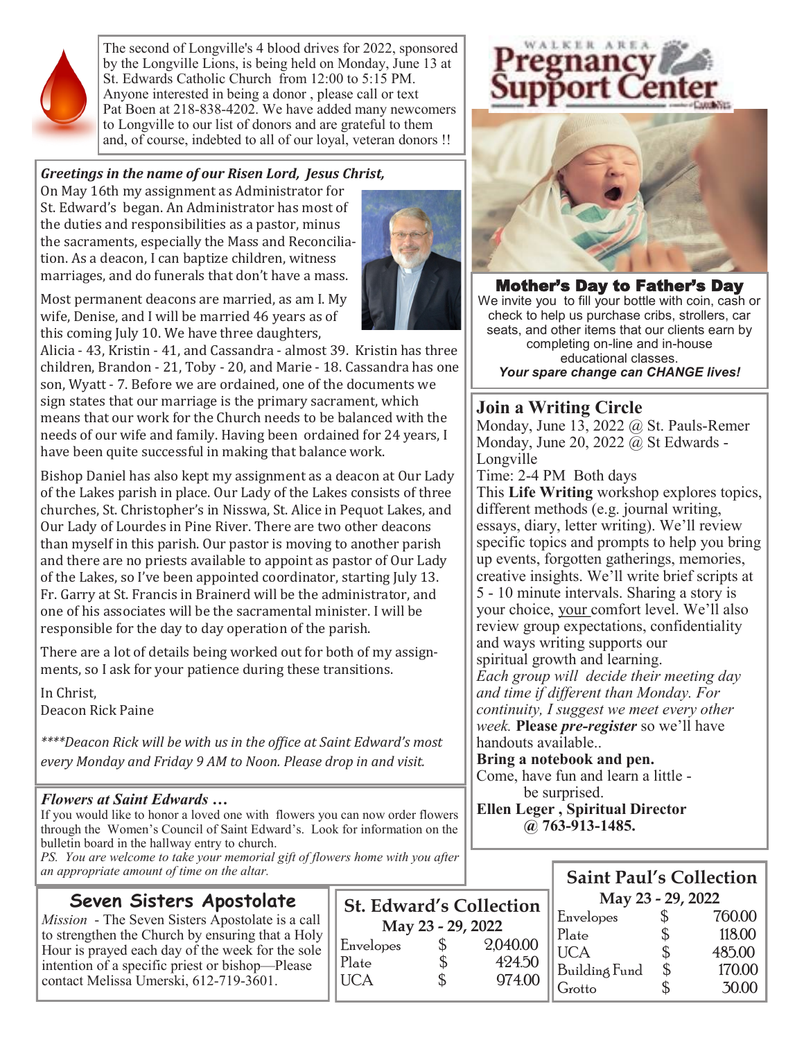The second of Longville's 4 blood drives for 2022, sponsored by the Longville Lions, is being held on Monday, June 13 at St. Edwards Catholic Church from 12:00 to 5:15 PM. Anyone interested in being a donor , please call or text Pat Boen at 218-838-4202. We have added many newcomers to Longville to our list of donors and are grateful to them and, of course, indebted to all of our loyal, veteran donors !!

***Greetings in the name of our Risen Lord, Jesus Christ,***

On May 16th my assignment as Administrator for St. Edward's began. An Administrator has most of the duties and responsibilities as a pastor, minus the sacraments, especially the Mass and Reconciliation. As a deacon, I can baptize children, witness marriages, and do funerals that don't have a mass.

Most permanent deacons are married, as am I. My wife, Denise, and I will be married 46 years as of this coming July 10. We have three daughters, Alicia - 43, Kristin - 41, and Cassandra - almost 39. Kristin has three children, Brandon - 21, Toby - 20, and Marie - 18. Cassandra has one son, Wyatt - 7. Before we are ordained, one of the documents we sign states that our marriage is the primary sacrament, which means that our work for the Church needs to be balanced with the needs of our wife and family. Having been ordained for 24 years, I have been quite successful in making that balance work.

Bishop Daniel has also kept my assignment as a deacon at Our Lady of the Lakes parish in place. Our Lady of the Lakes consists of three churches, St. Christopher's in Nisswa, St. Alice in Pequot Lakes, and Our Lady of Lourdes in Pine River. There are two other deacons than myself in this parish. Our pastor is moving to another parish and there are no priests available to appoint as pastor of Our Lady of the Lakes, so I've been appointed coordinator, starting July 13. Fr. Garry at St. Francis in Brainerd will be the administrator, and one of his associates will be the sacramental minister. I will be responsible for the day to day operation of the parish.

There are a lot of details being worked out for both of my assignments, so I ask for your patience during these transitions.

In Christ,
Deacon Rick Paine

*\*\*\*\*Deacon Rick will be with us in the office at Saint Edward's most every Monday and Friday 9 AM to Noon. Please drop in and visit.*

***Flowers at Saint Edwards …***

If you would like to honor a loved one with flowers you can now order flowers through the Women's Council of Saint Edward's. Look for information on the bulletin board in the hallway entry to church.

*PS. You are welcome to take your memorial gift of flowers home with you after an appropriate amount of time on the altar.*

## Seven Sisters Apostolate

*Mission* - The Seven Sisters Apostolate is a call to strengthen the Church by ensuring that a Holy Hour is prayed each day of the week for the sole intention of a specific priest or bishop—Please contact Melissa Umerski, 612-719-3601.

## St. Edward's Collection
### May 23 - 29, 2022

| | | |
|---|---|---|
| Envelopes | $ | 2,040.00 |
| Plate | $ | 424.50 |
| UCA | $ | 974.00 |

Walker Area Pregnancy Support Center

**Mother's Day to Father's Day**

We invite you to fill your bottle with coin, cash or check to help us purchase cribs, strollers, car seats, and other items that our clients earn by completing on-line and in-house educational classes.

***Your spare change can CHANGE lives!***

## Join a Writing Circle

Monday, June 13, 2022 @ St. Pauls-Remer
Monday, June 20, 2022 @ St Edwards - Longville
Time: 2-4 PM Both days

This **Life Writing** workshop explores topics, different methods (e.g. journal writing, essays, diary, letter writing). We'll review specific topics and prompts to help you bring up events, forgotten gatherings, memories, creative insights. We'll write brief scripts at 5 - 10 minute intervals. Sharing a story is your choice, your comfort level. We'll also review group expectations, confidentiality and ways writing supports our spiritual growth and learning.

*Each group will decide their meeting day and time if different than Monday. For continuity, I suggest we meet every other week.* **Please *pre-register*** so we'll have handouts available..

**Bring a notebook and pen.**

Come, have fun and learn a little - be surprised.

**Ellen Leger , Spiritual Director @ 763-913-1485.**

## Saint Paul's Collection
### May 23 - 29, 2022

| | | |
|---|---|---|
| Envelopes | $ | 760.00 |
| Plate | $ | 118.00 |
| UCA | $ | 485.00 |
| Building Fund | $ | 170.00 |
| Grotto | $ | 30.00 |